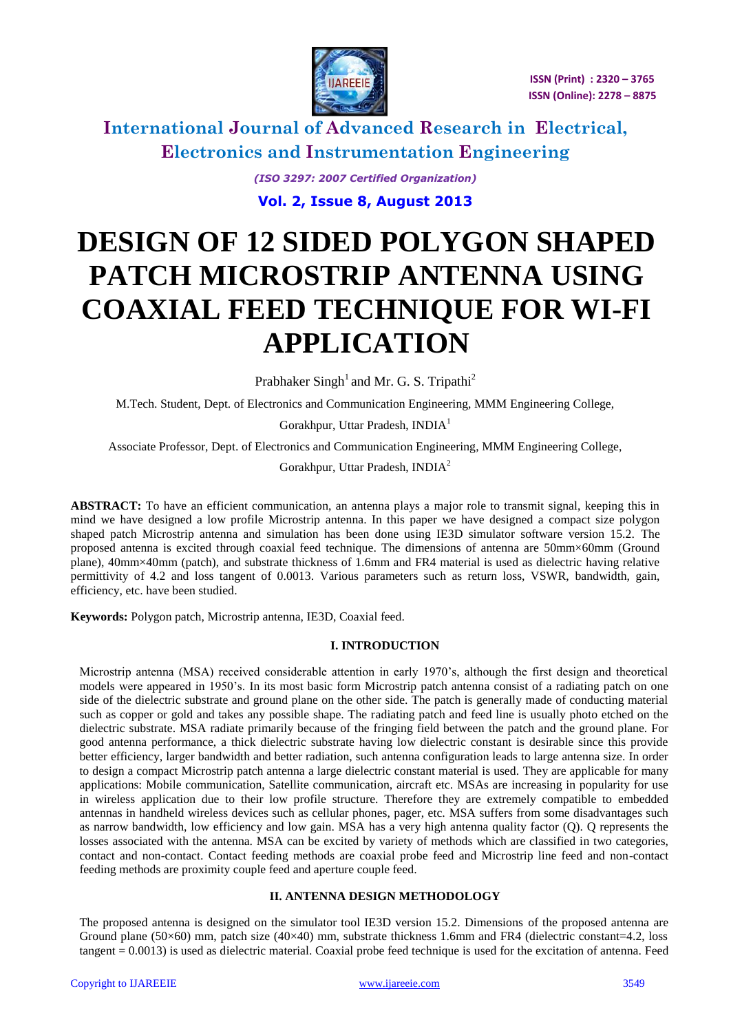# International Journal of Advanced Research in Electrical, Electronics and Instrumentation Engineering

*(ISO 3297: 2007 Certified Organization)*

**Vol. 2, Issue 8, August 2013**

# DESIGN OF 12 SIDED POLYGON SHAPED PATCH MICROSTRIP ANTENNA USING COAXIAL FEED TECHNIQUE FOR WI-FI APPLICATION

Prabhaker Singh[1] and Mr. G. S. Tripathi[2]

M.Tech. Student, Dept. of Electronics and Communication Engineering, MMM Engineering College, Gorakhpur, Uttar Pradesh, INDIA[1]

Associate Professor, Dept. of Electronics and Communication Engineering, MMM Engineering College, Gorakhpur, Uttar Pradesh, INDIA[2]

**ABSTRACT:** To have an efficient communication, an antenna plays a major role to transmit signal, keeping this in mind we have designed a low profile Microstrip antenna. In this paper we have designed a compact size polygon shaped patch Microstrip antenna and simulation has been done using IE3D simulator software version 15.2. The proposed antenna is excited through coaxial feed technique. The dimensions of antenna are 50mm×60mm (Ground plane), 40mm×40mm (patch), and substrate thickness of 1.6mm and FR4 material is used as dielectric having relative permittivity of 4.2 and loss tangent of 0.0013. Various parameters such as return loss, VSWR, bandwidth, gain, efficiency, etc. have been studied.

**Keywords:** Polygon patch, Microstrip antenna, IE3D, Coaxial feed.

## I. INTRODUCTION

Microstrip antenna (MSA) received considerable attention in early 1970's, although the first design and theoretical models were appeared in 1950's. In its most basic form Microstrip patch antenna consist of a radiating patch on one side of the dielectric substrate and ground plane on the other side. The patch is generally made of conducting material such as copper or gold and takes any possible shape. The radiating patch and feed line is usually photo etched on the dielectric substrate. MSA radiate primarily because of the fringing field between the patch and the ground plane. For good antenna performance, a thick dielectric substrate having low dielectric constant is desirable since this provide better efficiency, larger bandwidth and better radiation, such antenna configuration leads to large antenna size. In order to design a compact Microstrip patch antenna a large dielectric constant material is used. They are applicable for many applications: Mobile communication, Satellite communication, aircraft etc. MSAs are increasing in popularity for use in wireless application due to their low profile structure. Therefore they are extremely compatible to embedded antennas in handheld wireless devices such as cellular phones, pager, etc. MSA suffers from some disadvantages such as narrow bandwidth, low efficiency and low gain. MSA has a very high antenna quality factor (Q). Q represents the losses associated with the antenna. MSA can be excited by variety of methods which are classified in two categories, contact and non-contact. Contact feeding methods are coaxial probe feed and Microstrip line feed and non-contact feeding methods are proximity couple feed and aperture couple feed.

## II. ANTENNA DESIGN METHODOLOGY

The proposed antenna is designed on the simulator tool IE3D version 15.2. Dimensions of the proposed antenna are Ground plane (50×60) mm, patch size (40×40) mm, substrate thickness 1.6mm and FR4 (dielectric constant=4.2, loss tangent = 0.0013) is used as dielectric material. Coaxial probe feed technique is used for the excitation of antenna. Feed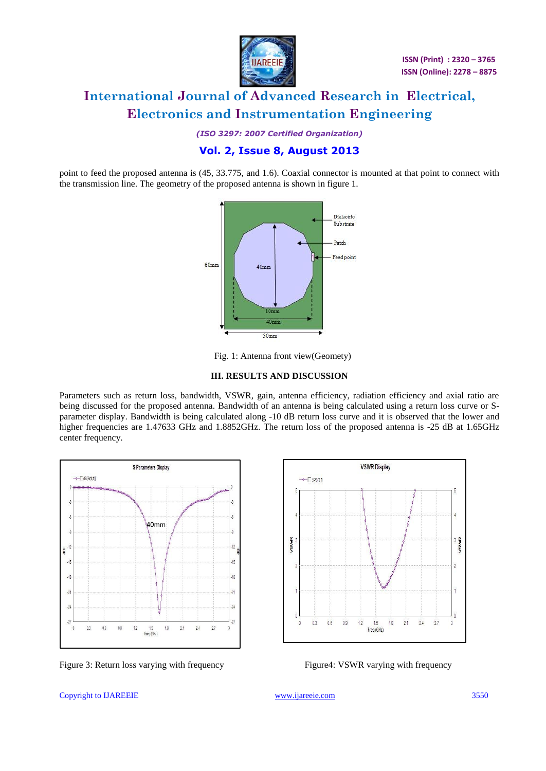point to feed the proposed antenna is (45, 33.775, and 1.6). Coaxial connector is mounted at that point to connect with the transmission line. The geometry of the proposed antenna is shown in figure 1.

Fig. 1: Antenna front view(Geomety)

## III. RESULTS AND DISCUSSION

Parameters such as return loss, bandwidth, VSWR, gain, antenna efficiency, radiation efficiency and axial ratio are being discussed for the proposed antenna. Bandwidth of an antenna is being calculated using a return loss curve or S-parameter display. Bandwidth is being calculated along -10 dB return loss curve and it is observed that the lower and higher frequencies are 1.47633 GHz and 1.8852GHz. The return loss of the proposed antenna is -25 dB at 1.65GHz center frequency.

Figure 3: Return loss varying with frequency

Figure4: VSWR varying with frequency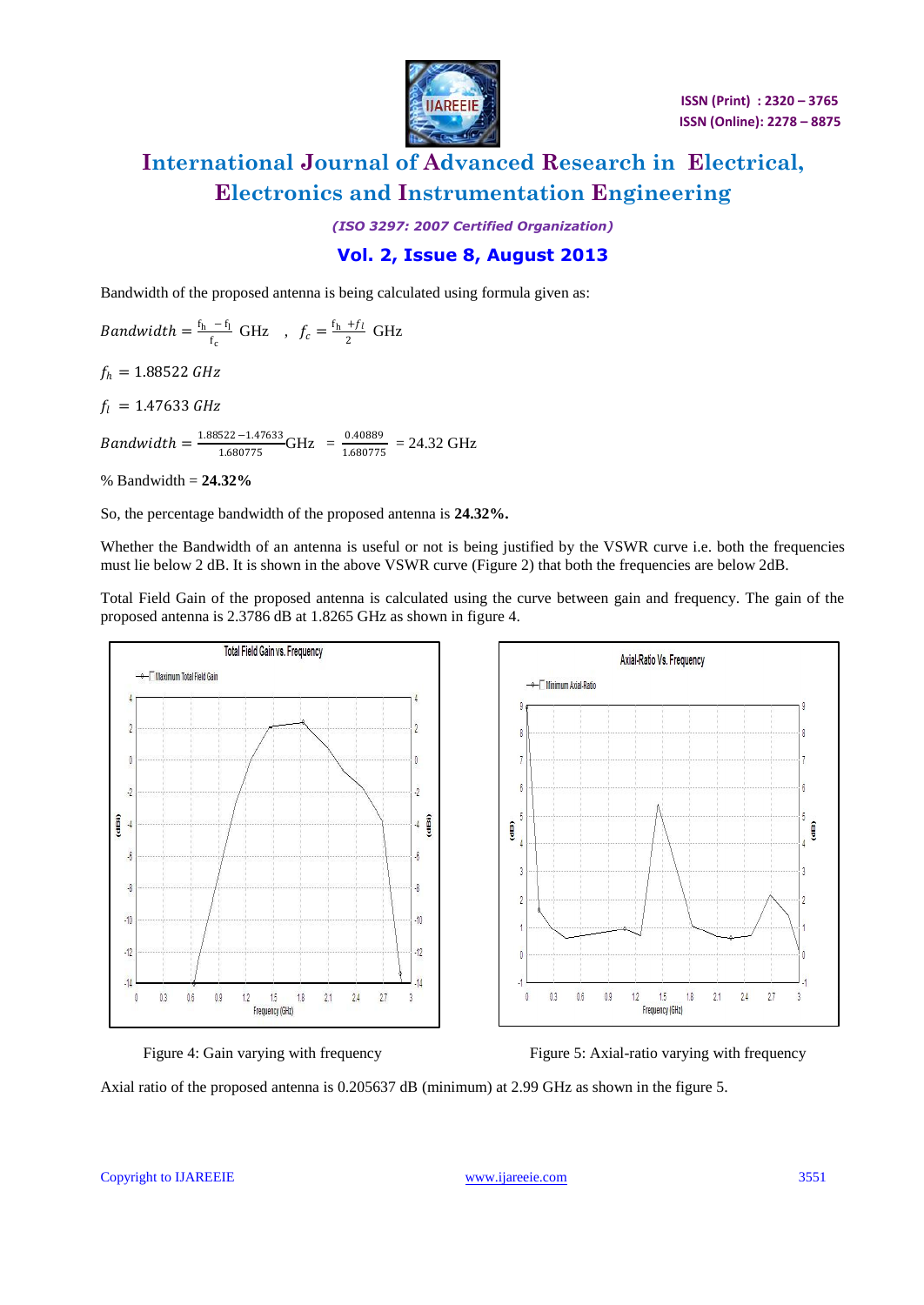Bandwidth of the proposed antenna is being calculated using formula given as:

$$Bandwidth = \frac{f_h - f_l}{f_c} \text{ GHz} \quad , \quad f_c = \frac{f_h + f_l}{2} \text{ GHz}$$

$f_h = 1.88522 \; GHz$

$f_l = 1.47633 \; GHz$

$$Bandwidth = \frac{1.88522 - 1.47633}{1.680775} \text{GHz} = \frac{0.40889}{1.680775} = 24.32 \text{ GHz}$$

% Bandwidth = **24.32%**

So, the percentage bandwidth of the proposed antenna is **24.32%.**

Whether the Bandwidth of an antenna is useful or not is being justified by the VSWR curve i.e. both the frequencies must lie below 2 dB. It is shown in the above VSWR curve (Figure 2) that both the frequencies are below 2dB.

Total Field Gain of the proposed antenna is calculated using the curve between gain and frequency. The gain of the proposed antenna is 2.3786 dB at 1.8265 GHz as shown in figure 4.

Figure 4: Gain varying with frequency

Figure 5: Axial-ratio varying with frequency

Axial ratio of the proposed antenna is 0.205637 dB (minimum) at 2.99 GHz as shown in the figure 5.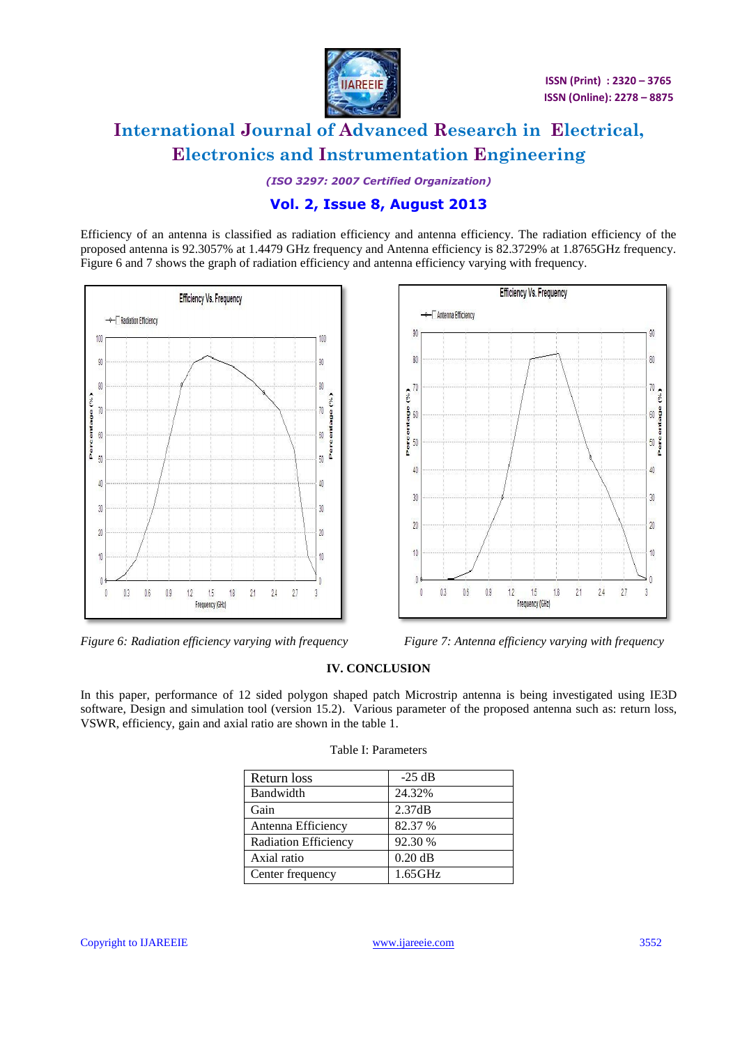Efficiency of an antenna is classified as radiation efficiency and antenna efficiency. The radiation efficiency of the proposed antenna is 92.3057% at 1.4479 GHz frequency and Antenna efficiency is 82.3729% at 1.8765GHz frequency. Figure 6 and 7 shows the graph of radiation efficiency and antenna efficiency varying with frequency.

*Figure 6: Radiation efficiency varying with frequency*

*Figure 7: Antenna efficiency varying with frequency*

## IV. CONCLUSION

In this paper, performance of 12 sided polygon shaped patch Microstrip antenna is being investigated using IE3D software, Design and simulation tool (version 15.2). Various parameter of the proposed antenna such as: return loss, VSWR, efficiency, gain and axial ratio are shown in the table 1.

Table I: Parameters

| | |
|---|---|
| Return loss | -25 dB |
| Bandwidth | 24.32% |
| Gain | 2.37dB |
| Antenna Efficiency | 82.37 % |
| Radiation Efficiency | 92.30 % |
| Axial ratio | 0.20 dB |
| Center frequency | 1.65GHz |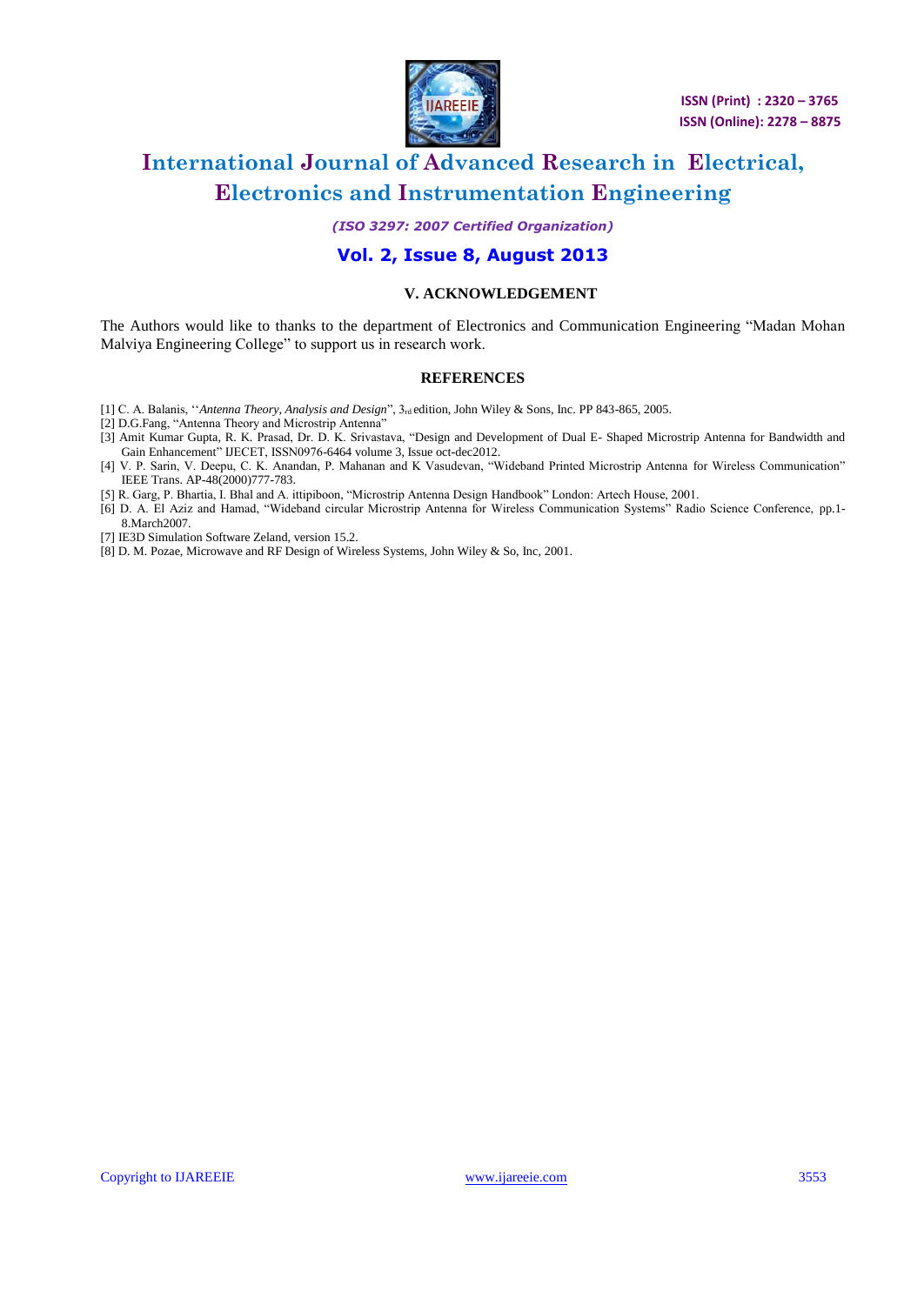## V. ACKNOWLEDGEMENT

The Authors would like to thanks to the department of Electronics and Communication Engineering "Madan Mohan Malviya Engineering College" to support us in research work.

## REFERENCES

[1] C. A. Balanis, ''*Antenna Theory, Analysis and Design*", 3rd edition, John Wiley & Sons, Inc. PP 843-865, 2005.

[2] D.G.Fang, "Antenna Theory and Microstrip Antenna"

[3] Amit Kumar Gupta, R. K. Prasad, Dr. D. K. Srivastava, "Design and Development of Dual E- Shaped Microstrip Antenna for Bandwidth and Gain Enhancement" IJECET, ISSN0976-6464 volume 3, Issue oct-dec2012.

[4] V. P. Sarin, V. Deepu, C. K. Anandan, P. Mahanan and K Vasudevan, "Wideband Printed Microstrip Antenna for Wireless Communication" IEEE Trans. AP-48(2000)777-783.

[5] R. Garg, P. Bhartia, I. Bhal and A. ittipiboon, "Microstrip Antenna Design Handbook" London: Artech House, 2001.

[6] D. A. El Aziz and Hamad, "Wideband circular Microstrip Antenna for Wireless Communication Systems" Radio Science Conference, pp.1-8.March2007.

[7] IE3D Simulation Software Zeland, version 15.2.

[8] D. M. Pozae, Microwave and RF Design of Wireless Systems, John Wiley & So, Inc, 2001.